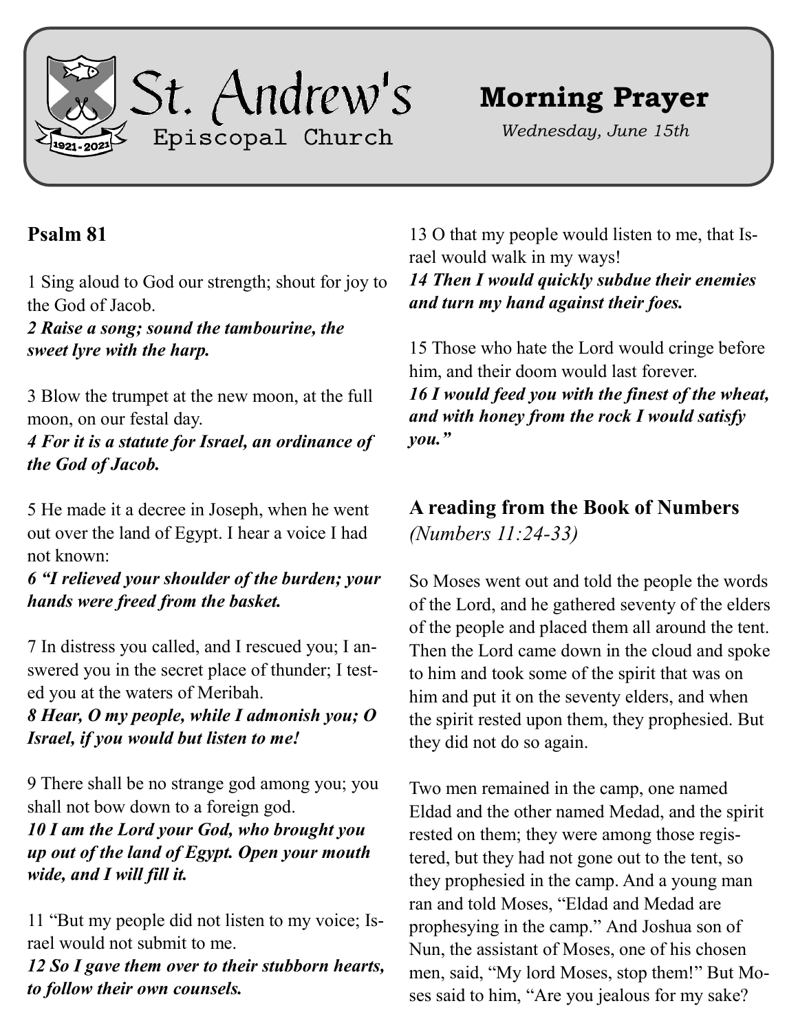# St. Andrew's Episcopal Church

1921-2021

# Morning Prayer

*Wednesday, June 15th*

## Psalm 81

1 Sing aloud to God our strength; shout for joy to the God of Jacob.
***2 Raise a song; sound the tambourine, the sweet lyre with the harp.***

3 Blow the trumpet at the new moon, at the full moon, on our festal day.
***4 For it is a statute for Israel, an ordinance of the God of Jacob.***

5 He made it a decree in Joseph, when he went out over the land of Egypt. I hear a voice I had not known:
***6 "I relieved your shoulder of the burden; your hands were freed from the basket.***

7 In distress you called, and I rescued you; I answered you in the secret place of thunder; I tested you at the waters of Meribah.
***8 Hear, O my people, while I admonish you; O Israel, if you would but listen to me!***

9 There shall be no strange god among you; you shall not bow down to a foreign god.
***10 I am the Lord your God, who brought you up out of the land of Egypt. Open your mouth wide, and I will fill it.***

11 "But my people did not listen to my voice; Israel would not submit to me.
***12 So I gave them over to their stubborn hearts, to follow their own counsels.***

13 O that my people would listen to me, that Israel would walk in my ways!
***14 Then I would quickly subdue their enemies and turn my hand against their foes.***

15 Those who hate the Lord would cringe before him, and their doom would last forever.
***16 I would feed you with the finest of the wheat, and with honey from the rock I would satisfy you."***

## A reading from the Book of Numbers

*(Numbers 11:24-33)*

So Moses went out and told the people the words of the Lord, and he gathered seventy of the elders of the people and placed them all around the tent. Then the Lord came down in the cloud and spoke to him and took some of the spirit that was on him and put it on the seventy elders, and when the spirit rested upon them, they prophesied. But they did not do so again.

Two men remained in the camp, one named Eldad and the other named Medad, and the spirit rested on them; they were among those registered, but they had not gone out to the tent, so they prophesied in the camp. And a young man ran and told Moses, "Eldad and Medad are prophesying in the camp." And Joshua son of Nun, the assistant of Moses, one of his chosen men, said, "My lord Moses, stop them!" But Moses said to him, "Are you jealous for my sake?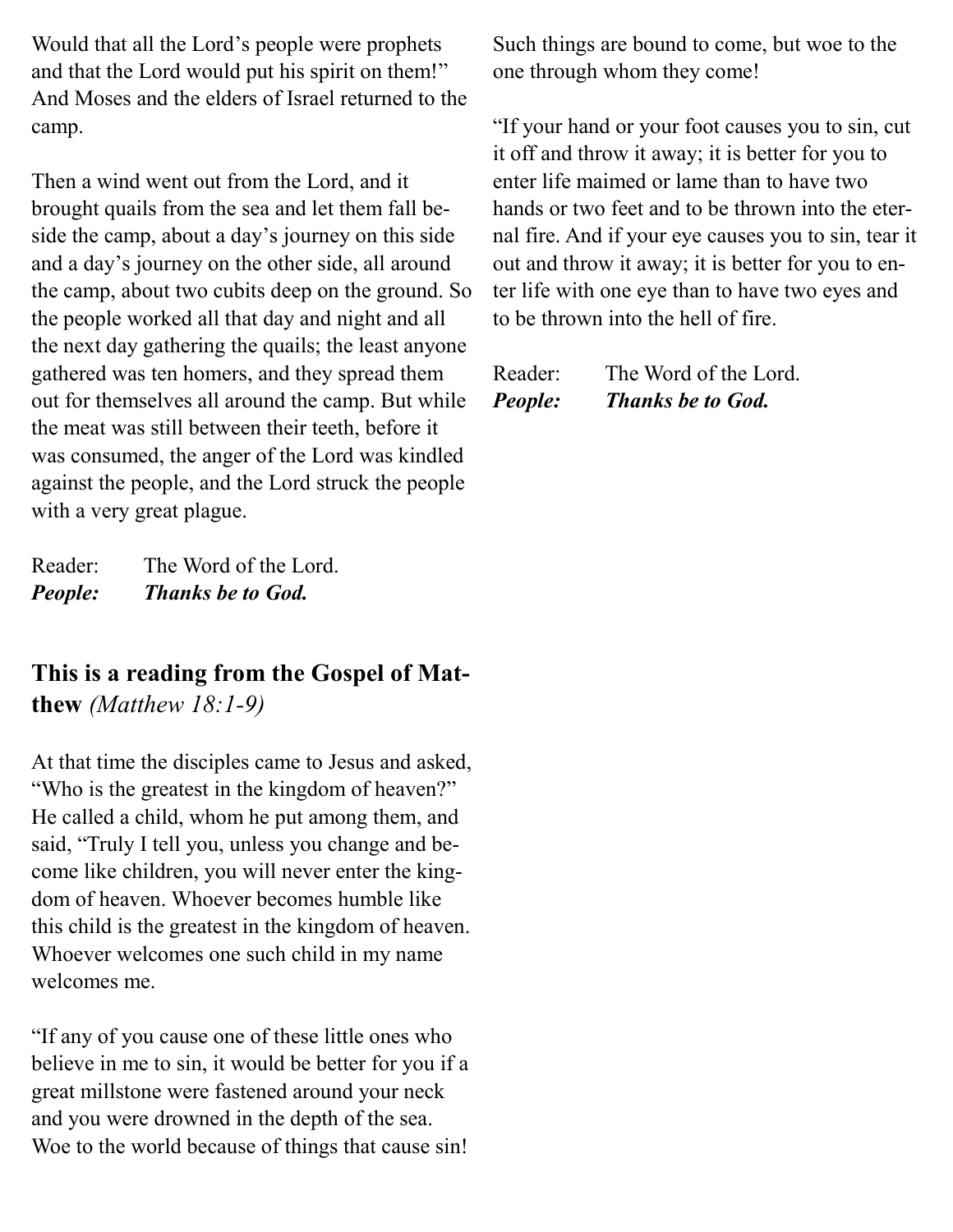Would that all the Lord's people were prophets and that the Lord would put his spirit on them!" And Moses and the elders of Israel returned to the camp.

Then a wind went out from the Lord, and it brought quails from the sea and let them fall beside the camp, about a day's journey on this side and a day's journey on the other side, all around the camp, about two cubits deep on the ground. So the people worked all that day and night and all the next day gathering the quails; the least anyone gathered was ten homers, and they spread them out for themselves all around the camp. But while the meat was still between their teeth, before it was consumed, the anger of the Lord was kindled against the people, and the Lord struck the people with a very great plague.

Reader: The Word of the Lord.
***People: Thanks be to God.***

## This is a reading from the Gospel of Matthew *(Matthew 18:1-9)*

At that time the disciples came to Jesus and asked, "Who is the greatest in the kingdom of heaven?" He called a child, whom he put among them, and said, "Truly I tell you, unless you change and become like children, you will never enter the kingdom of heaven. Whoever becomes humble like this child is the greatest in the kingdom of heaven. Whoever welcomes one such child in my name welcomes me.

"If any of you cause one of these little ones who believe in me to sin, it would be better for you if a great millstone were fastened around your neck and you were drowned in the depth of the sea. Woe to the world because of things that cause sin! Such things are bound to come, but woe to the one through whom they come!

"If your hand or your foot causes you to sin, cut it off and throw it away; it is better for you to enter life maimed or lame than to have two hands or two feet and to be thrown into the eternal fire. And if your eye causes you to sin, tear it out and throw it away; it is better for you to enter life with one eye than to have two eyes and to be thrown into the hell of fire.

Reader: The Word of the Lord.
***People: Thanks be to God.***